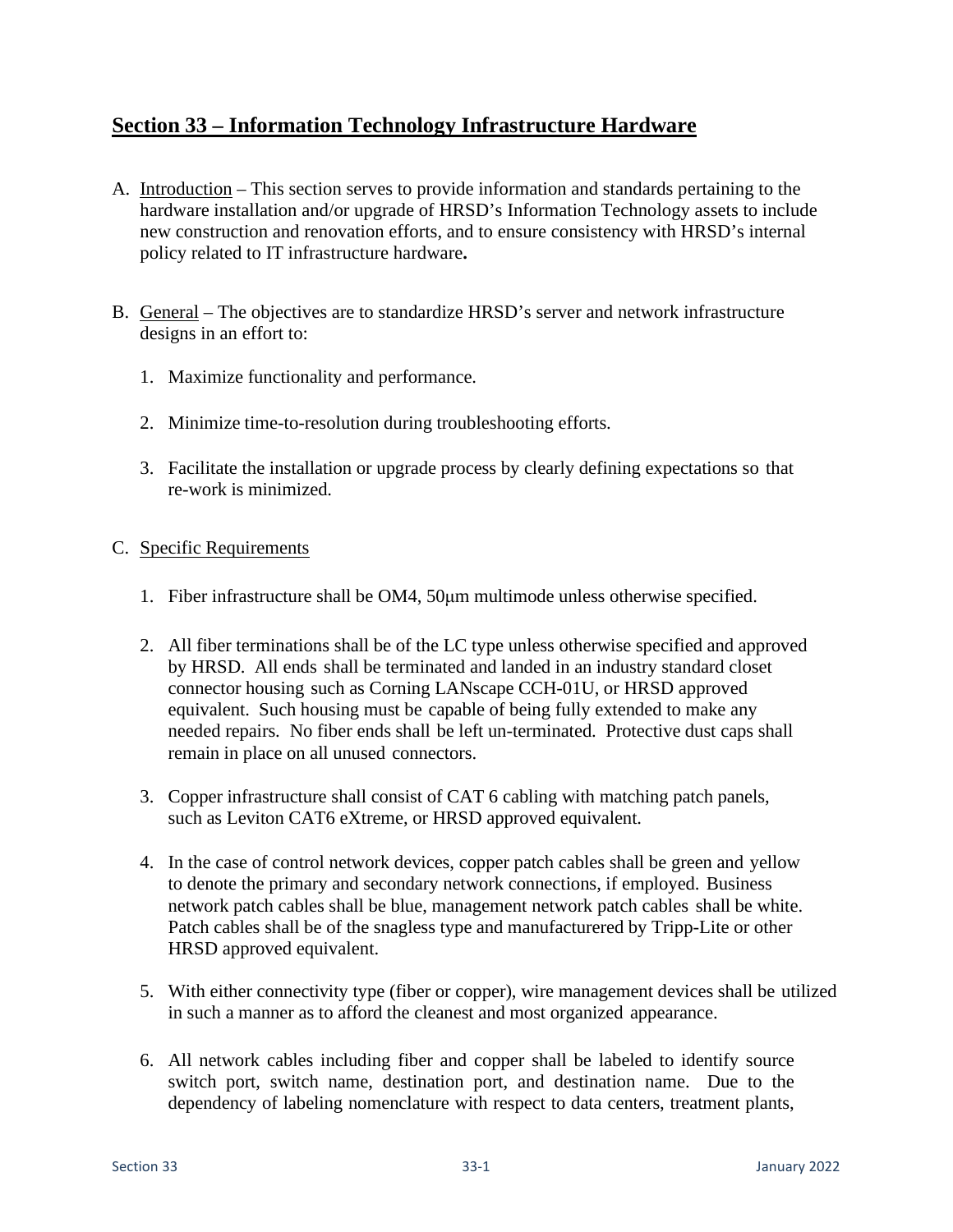## Section 33 – Information Technology Infrastructure Hardware

A. Introduction – This section serves to provide information and standards pertaining to the hardware installation and/or upgrade of HRSD's Information Technology assets to include new construction and renovation efforts, and to ensure consistency with HRSD's internal policy related to IT infrastructure hardware**.**

B. General – The objectives are to standardize HRSD's server and network infrastructure designs in an effort to:

1. Maximize functionality and performance.

2. Minimize time-to-resolution during troubleshooting efforts.

3. Facilitate the installation or upgrade process by clearly defining expectations so that re-work is minimized.

C. Specific Requirements

1. Fiber infrastructure shall be OM4, 50μm multimode unless otherwise specified.

2. All fiber terminations shall be of the LC type unless otherwise specified and approved by HRSD. All ends shall be terminated and landed in an industry standard closet connector housing such as Corning LANscape CCH-01U, or HRSD approved equivalent. Such housing must be capable of being fully extended to make any needed repairs. No fiber ends shall be left un-terminated. Protective dust caps shall remain in place on all unused connectors.

3. Copper infrastructure shall consist of CAT 6 cabling with matching patch panels, such as Leviton CAT6 eXtreme, or HRSD approved equivalent.

4. In the case of control network devices, copper patch cables shall be green and yellow to denote the primary and secondary network connections, if employed. Business network patch cables shall be blue, management network patch cables shall be white. Patch cables shall be of the snagless type and manufacturered by Tripp-Lite or other HRSD approved equivalent.

5. With either connectivity type (fiber or copper), wire management devices shall be utilized in such a manner as to afford the cleanest and most organized appearance.

6. All network cables including fiber and copper shall be labeled to identify source switch port, switch name, destination port, and destination name. Due to the dependency of labeling nomenclature with respect to data centers, treatment plants,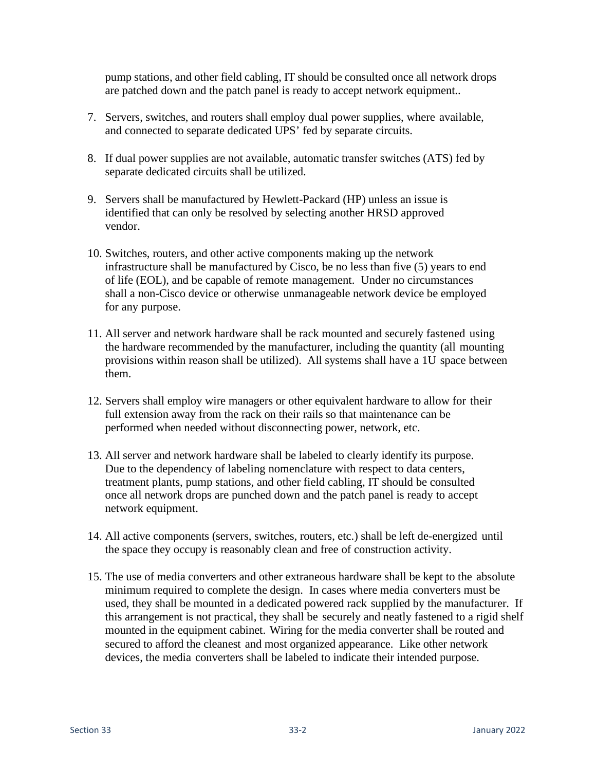pump stations, and other field cabling, IT should be consulted once all network drops are patched down and the patch panel is ready to accept network equipment..

7. Servers, switches, and routers shall employ dual power supplies, where available, and connected to separate dedicated UPS' fed by separate circuits.

8. If dual power supplies are not available, automatic transfer switches (ATS) fed by separate dedicated circuits shall be utilized.

9. Servers shall be manufactured by Hewlett-Packard (HP) unless an issue is identified that can only be resolved by selecting another HRSD approved vendor.

10. Switches, routers, and other active components making up the network infrastructure shall be manufactured by Cisco, be no less than five (5) years to end of life (EOL), and be capable of remote management. Under no circumstances shall a non-Cisco device or otherwise unmanageable network device be employed for any purpose.

11. All server and network hardware shall be rack mounted and securely fastened using the hardware recommended by the manufacturer, including the quantity (all mounting provisions within reason shall be utilized). All systems shall have a 1U space between them.

12. Servers shall employ wire managers or other equivalent hardware to allow for their full extension away from the rack on their rails so that maintenance can be performed when needed without disconnecting power, network, etc.

13. All server and network hardware shall be labeled to clearly identify its purpose. Due to the dependency of labeling nomenclature with respect to data centers, treatment plants, pump stations, and other field cabling, IT should be consulted once all network drops are punched down and the patch panel is ready to accept network equipment.

14. All active components (servers, switches, routers, etc.) shall be left de-energized until the space they occupy is reasonably clean and free of construction activity.

15. The use of media converters and other extraneous hardware shall be kept to the absolute minimum required to complete the design. In cases where media converters must be used, they shall be mounted in a dedicated powered rack supplied by the manufacturer. If this arrangement is not practical, they shall be securely and neatly fastened to a rigid shelf mounted in the equipment cabinet. Wiring for the media converter shall be routed and secured to afford the cleanest and most organized appearance. Like other network devices, the media converters shall be labeled to indicate their intended purpose.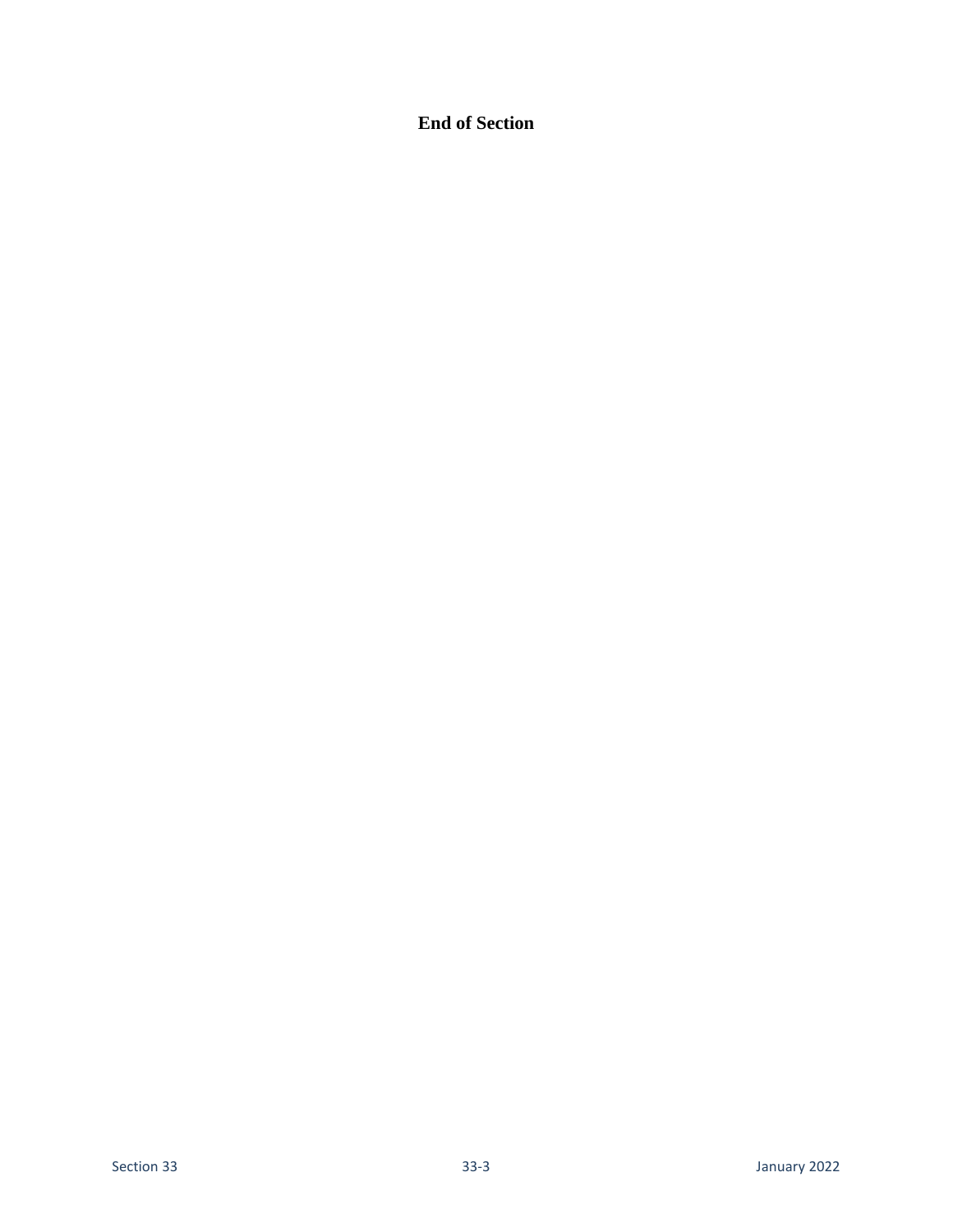**End of Section**